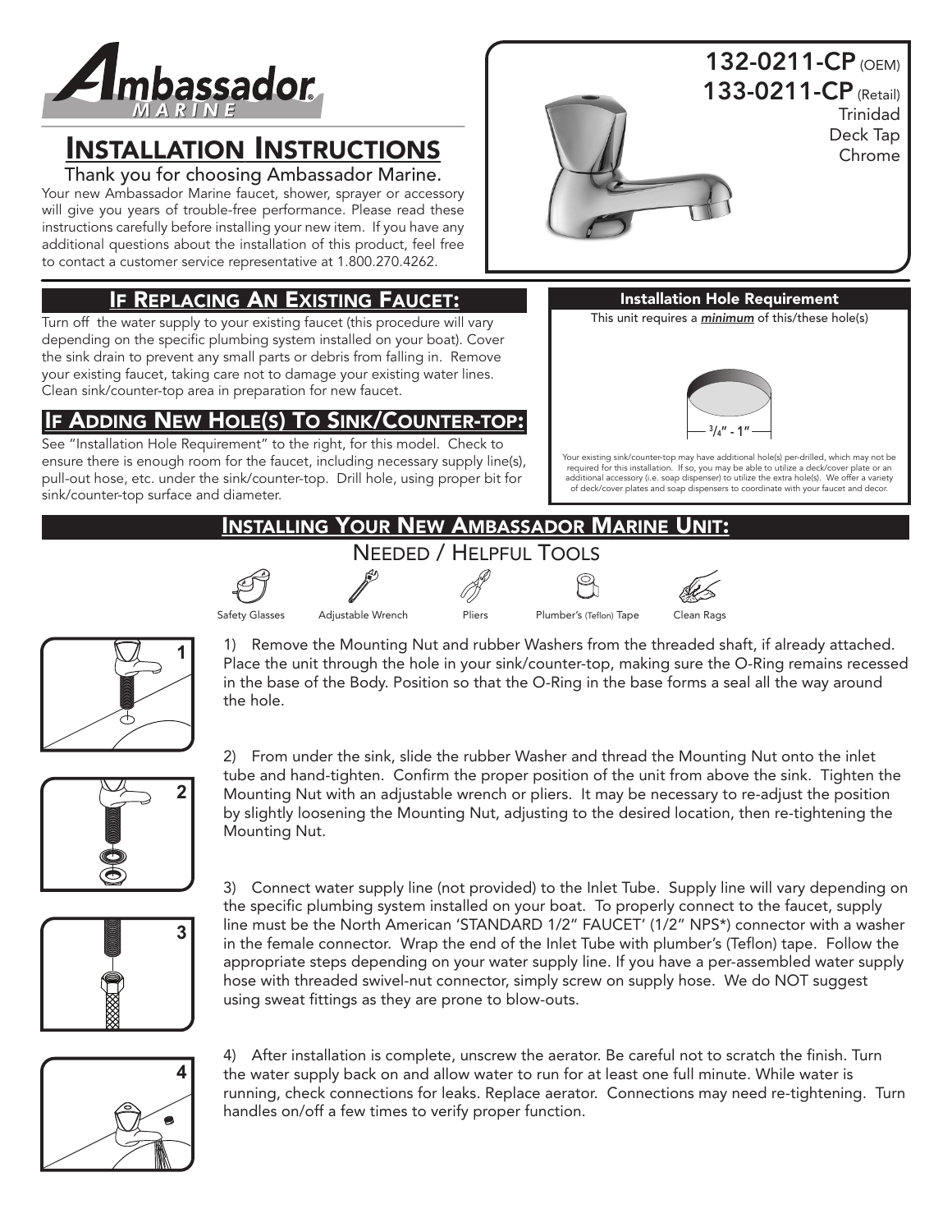# Ambassador Marine

## Installation Instructions

Thank you for choosing Ambassador Marine.

Your new Ambassador Marine faucet, shower, sprayer or accessory will give you years of trouble-free performance. Please read these instructions carefully before installing your new item. If you have any additional questions about the installation of this product, feel free to contact a customer service representative at 1.800.270.4262.

**132-0211-CP** (OEM)
**133-0211-CP** (Retail)
Trinidad
Deck Tap
Chrome

## If Replacing An Existing Faucet:

Turn off the water supply to your existing faucet (this procedure will vary depending on the specific plumbing system installed on your boat). Cover the sink drain to prevent any small parts or debris from falling in. Remove your existing faucet, taking care not to damage your existing water lines. Clean sink/counter-top area in preparation for new faucet.

## If Adding New Hole(s) To Sink/Counter-top:

See "Installation Hole Requirement" to the right, for this model. Check to ensure there is enough room for the faucet, including necessary supply line(s), pull-out hose, etc. under the sink/counter-top. Drill hole, using proper bit for sink/counter-top surface and diameter.

### Installation Hole Requirement

This unit requires a ***minimum*** of this/these hole(s)

3/4" - 1"

Your existing sink/counter-top may have additional hole(s) per-drilled, which may not be required for this installation. If so, you may be able to utilize a deck/cover plate or an additional accessory (i.e. soap dispenser) to utilize the extra hole(s). We offer a variety of deck/cover plates and soap dispensers to coordinate with your faucet and decor.

## Installing Your New Ambassador Marine Unit:

### Needed / Helpful Tools

Safety Glasses, Adjustable Wrench, Pliers, Plumber's (Teflon) Tape, Clean Rags

1) Remove the Mounting Nut and rubber Washers from the threaded shaft, if already attached. Place the unit through the hole in your sink/counter-top, making sure the O-Ring remains recessed in the base of the Body. Position so that the O-Ring in the base forms a seal all the way around the hole.

2) From under the sink, slide the rubber Washer and thread the Mounting Nut onto the inlet tube and hand-tighten. Confirm the proper position of the unit from above the sink. Tighten the Mounting Nut with an adjustable wrench or pliers. It may be necessary to re-adjust the position by slightly loosening the Mounting Nut, adjusting to the desired location, then re-tightening the Mounting Nut.

3) Connect water supply line (not provided) to the Inlet Tube. Supply line will vary depending on the specific plumbing system installed on your boat. To properly connect to the faucet, supply line must be the North American 'STANDARD 1/2" FAUCET' (1/2" NPS*) connector with a washer in the female connector. Wrap the end of the Inlet Tube with plumber's (Teflon) tape. Follow the appropriate steps depending on your water supply line. If you have a per-assembled water supply hose with threaded swivel-nut connector, simply screw on supply hose. We do NOT suggest using sweat fittings as they are prone to blow-outs.

4) After installation is complete, unscrew the aerator. Be careful not to scratch the finish. Turn the water supply back on and allow water to run for at least one full minute. While water is running, check connections for leaks. Replace aerator. Connections may need re-tightening. Turn handles on/off a few times to verify proper function.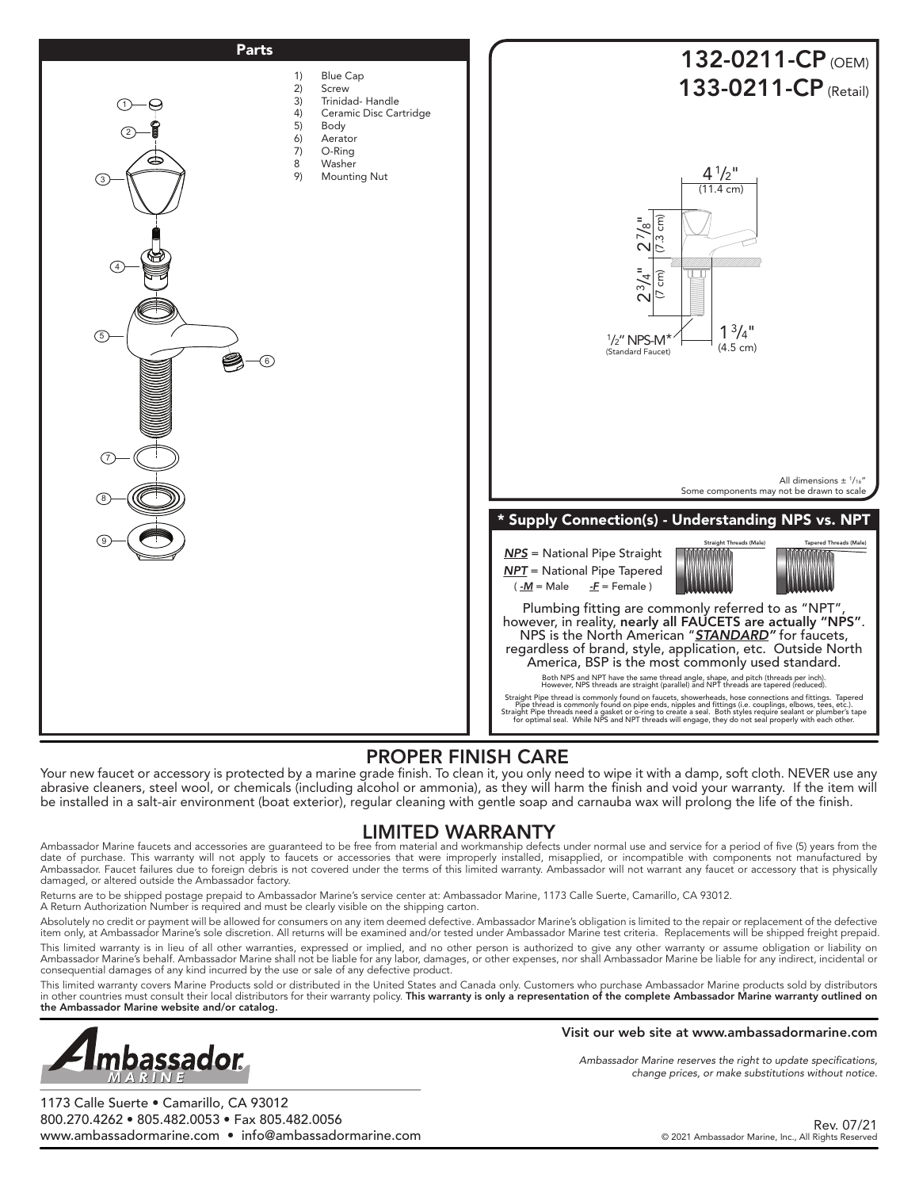## Parts

1) Blue Cap
2) Screw
3) Trinidad- Handle
4) Ceramic Disc Cartridge
5) Body
6) Aerator
7) O-Ring
8 Washer
9) Mounting Nut

# 132-0211-CP (OEM)
# 133-0211-CP (Retail)

4 1/2" (11.4 cm)

2 7/8" (7.3 cm)

2 3/4" (7 cm)

1 3/4" (4.5 cm)

1/2" NPS-M* (Standard Faucet)

All dimensions ± 1/16"
Some components may not be drawn to scale

## * Supply Connection(s) - Understanding NPS vs. NPT

***NPS*** = National Pipe Straight
***NPT*** = National Pipe Tapered
( ***-M*** = Male ***-F*** = Female )

Straight Threads (Male) Tapered Threads (Male)

Plumbing fitting are commonly referred to as "NPT", however, in reality, **nearly all FAUCETS are actually "NPS"**. NPS is the North American "***STANDARD***" for faucets, regardless of brand, style, application, etc. Outside North America, BSP is the most commonly used standard.

Both NPS and NPT have the same thread angle, shape, and pitch (threads per inch). However, NPS threads are straight (parallel) and NPT threads are tapered (reduced).

Straight Pipe thread is commonly found on faucets, showerheads, hose connections and fittings. Tapered Pipe thread is commonly found on pipe ends, nipples and fittings (i.e. couplings, elbows, tees, etc.). Straight Pipe threads need a gasket or o-ring to create a seal. Both styles require sealant or plumber's tape for optimal seal. While NPS and NPT threads will engage, they do not seal properly with each other.

## PROPER FINISH CARE

Your new faucet or accessory is protected by a marine grade finish. To clean it, you only need to wipe it with a damp, soft cloth. NEVER use any abrasive cleaners, steel wool, or chemicals (including alcohol or ammonia), as they will harm the finish and void your warranty. If the item will be installed in a salt-air environment (boat exterior), regular cleaning with gentle soap and carnauba wax will prolong the life of the finish.

## LIMITED WARRANTY

Ambassador Marine faucets and accessories are guaranteed to be free from material and workmanship defects under normal use and service for a period of five (5) years from the date of purchase. This warranty will not apply to faucets or accessories that were improperly installed, misapplied, or incompatible with components not manufactured by Ambassador. Faucet failures due to foreign debris is not covered under the terms of this limited warranty. Ambassador will not warrant any faucet or accessory that is physically damaged, or altered outside the Ambassador factory.

Returns are to be shipped postage prepaid to Ambassador Marine's service center at: Ambassador Marine, 1173 Calle Suerte, Camarillo, CA 93012.
A Return Authorization Number is required and must be clearly visible on the shipping carton.

Absolutely no credit or payment will be allowed for consumers on any item deemed defective. Ambassador Marine's obligation is limited to the repair or replacement of the defective item only, at Ambassador Marine's sole discretion. All returns will be examined and/or tested under Ambassador Marine test criteria. Replacements will be shipped freight prepaid.

This limited warranty is in lieu of all other warranties, expressed or implied, and no other person is authorized to give any other warranty or assume obligation or liability on Ambassador Marine's behalf. Ambassador Marine shall not be liable for any labor, damages, or other expenses, nor shall Ambassador Marine be liable for any indirect, incidental or consequential damages of any kind incurred by the use or sale of any defective product.

This limited warranty covers Marine Products sold or distributed in the United States and Canada only. Customers who purchase Ambassador Marine products sold by distributors in other countries must consult their local distributors for their warranty policy. **This warranty is only a representation of the complete Ambassador Marine warranty outlined on the Ambassador Marine website and/or catalog.**

Ambassador MARINE

1173 Calle Suerte • Camarillo, CA 93012
800.270.4262 • 805.482.0053 • Fax 805.482.0056
www.ambassadormarine.com • info@ambassadormarine.com

**Visit our web site at www.ambassadormarine.com**

*Ambassador Marine reserves the right to update specifications, change prices, or make substitutions without notice.*

Rev. 07/21
© 2021 Ambassador Marine, Inc., All Rights Reserved